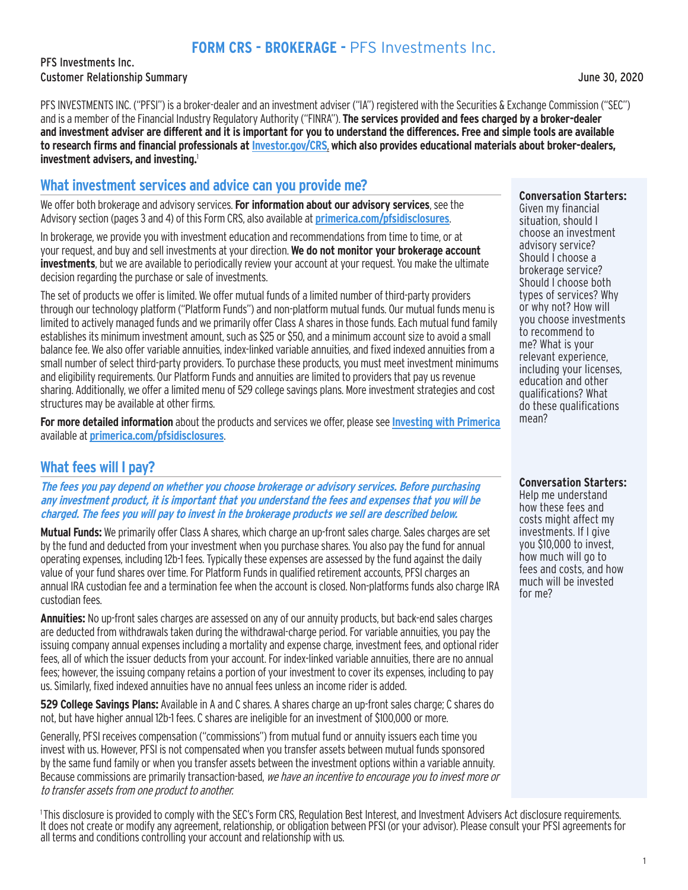# FORM CRS - BROKERAGE - PFS Investments Inc.

PFS Investments Inc.
Customer Relationship Summary

June 30, 2020

PFS INVESTMENTS INC. ("PFSI") is a broker-dealer and an investment adviser ("IA") registered with the Securities & Exchange Commission ("SEC") and is a member of the Financial Industry Regulatory Authority ("FINRA"). **The services provided and fees charged by a broker-dealer and investment adviser are different and it is important for you to understand the differences. Free and simple tools are available to research firms and financial professionals at [Investor.gov/CRS](Investor.gov/CRS), which also provides educational materials about broker-dealers, investment advisers, and investing.**[1]

## What investment services and advice can you provide me?

We offer both brokerage and advisory services. **For information about our advisory services**, see the Advisory section (pages 3 and 4) of this Form CRS, also available at **primerica.com/pfsidisclosures**.

In brokerage, we provide you with investment education and recommendations from time to time, or at your request, and buy and sell investments at your direction. **We do not monitor your brokerage account investments**, but we are available to periodically review your account at your request. You make the ultimate decision regarding the purchase or sale of investments.

The set of products we offer is limited. We offer mutual funds of a limited number of third-party providers through our technology platform ("Platform Funds") and non-platform mutual funds. Our mutual funds menu is limited to actively managed funds and we primarily offer Class A shares in those funds. Each mutual fund family establishes its minimum investment amount, such as $25 or $50, and a minimum account size to avoid a small balance fee. We also offer variable annuities, index-linked variable annuities, and fixed indexed annuities from a small number of select third-party providers. To purchase these products, you must meet investment minimums and eligibility requirements. Our Platform Funds and annuities are limited to providers that pay us revenue sharing. Additionally, we offer a limited menu of 529 college savings plans. More investment strategies and cost structures may be available at other firms.

**For more detailed information** about the products and services we offer, please see **Investing with Primerica** available at **primerica.com/pfsidisclosures**.

**Conversation Starters:**
Given my financial situation, should I choose an investment advisory service? Should I choose a brokerage service? Should I choose both types of services? Why or why not? How will you choose investments to recommend to me? What is your relevant experience, including your licenses, education and other qualifications? What do these qualifications mean?

## What fees will I pay?

***The fees you pay depend on whether you choose brokerage or advisory services. Before purchasing any investment product, it is important that you understand the fees and expenses that you will be charged. The fees you will pay to invest in the brokerage products we sell are described below.***

**Mutual Funds:** We primarily offer Class A shares, which charge an up-front sales charge. Sales charges are set by the fund and deducted from your investment when you purchase shares. You also pay the fund for annual operating expenses, including 12b-1 fees. Typically these expenses are assessed by the fund against the daily value of your fund shares over time. For Platform Funds in qualified retirement accounts, PFSI charges an annual IRA custodian fee and a termination fee when the account is closed. Non-platforms funds also charge IRA custodian fees.

**Annuities:** No up-front sales charges are assessed on any of our annuity products, but back-end sales charges are deducted from withdrawals taken during the withdrawal-charge period. For variable annuities, you pay the issuing company annual expenses including a mortality and expense charge, investment fees, and optional rider fees, all of which the issuer deducts from your account. For index-linked variable annuities, there are no annual fees; however, the issuing company retains a portion of your investment to cover its expenses, including to pay us. Similarly, fixed indexed annuities have no annual fees unless an income rider is added.

**529 College Savings Plans:** Available in A and C shares. A shares charge an up-front sales charge; C shares do not, but have higher annual 12b-1 fees. C shares are ineligible for an investment of $100,000 or more.

Generally, PFSI receives compensation ("commissions") from mutual fund or annuity issuers each time you invest with us. However, PFSI is not compensated when you transfer assets between mutual funds sponsored by the same fund family or when you transfer assets between the investment options within a variable annuity. Because commissions are primarily transaction-based, *we have an incentive to encourage you to invest more or to transfer assets from one product to another.*

**Conversation Starters:**
Help me understand how these fees and costs might affect my investments. If I give you $10,000 to invest, how much will go to fees and costs, and how much will be invested for me?

[1] This disclosure is provided to comply with the SEC's Form CRS, Regulation Best Interest, and Investment Advisers Act disclosure requirements. It does not create or modify any agreement, relationship, or obligation between PFSI (or your advisor). Please consult your PFSI agreements for all terms and conditions controlling your account and relationship with us.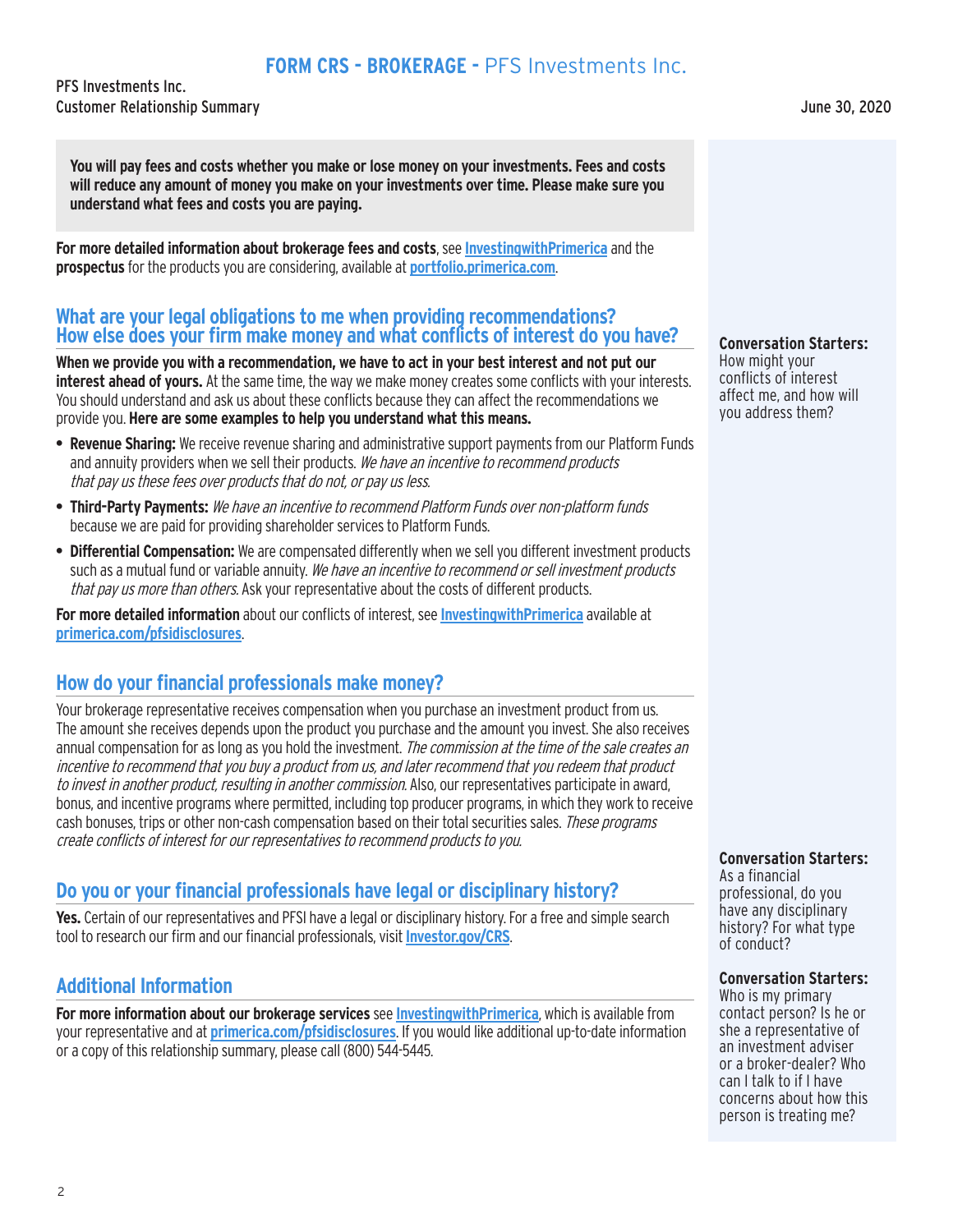**You will pay fees and costs whether you make or lose money on your investments. Fees and costs will reduce any amount of money you make on your investments over time. Please make sure you understand what fees and costs you are paying.**

**For more detailed information about brokerage fees and costs**, see **InvestingwithPrimerica** and the **prospectus** for the products you are considering, available at **portfolio.primerica.com**.

## What are your legal obligations to me when providing recommendations? How else does your firm make money and what conflicts of interest do you have?

**When we provide you with a recommendation, we have to act in your best interest and not put our interest ahead of yours.** At the same time, the way we make money creates some conflicts with your interests. You should understand and ask us about these conflicts because they can affect the recommendations we provide you. **Here are some examples to help you understand what this means.**

- **Revenue Sharing:** We receive revenue sharing and administrative support payments from our Platform Funds and annuity providers when we sell their products. *We have an incentive to recommend products that pay us these fees over products that do not, or pay us less.*
- **Third-Party Payments:** *We have an incentive to recommend Platform Funds over non-platform funds* because we are paid for providing shareholder services to Platform Funds.
- **Differential Compensation:** We are compensated differently when we sell you different investment products such as a mutual fund or variable annuity. *We have an incentive to recommend or sell investment products that pay us more than others.* Ask your representative about the costs of different products.

**For more detailed information** about our conflicts of interest, see **InvestingwithPrimerica** available at **primerica.com/pfsidisclosures**.

**Conversation Starters:** How might your conflicts of interest affect me, and how will you address them?

## How do your financial professionals make money?

Your brokerage representative receives compensation when you purchase an investment product from us. The amount she receives depends upon the product you purchase and the amount you invest. She also receives annual compensation for as long as you hold the investment. *The commission at the time of the sale creates an incentive to recommend that you buy a product from us, and later recommend that you redeem that product to invest in another product, resulting in another commission.* Also, our representatives participate in award, bonus, and incentive programs where permitted, including top producer programs, in which they work to receive cash bonuses, trips or other non-cash compensation based on their total securities sales. *These programs create conflicts of interest for our representatives to recommend products to you.*

## Do you or your financial professionals have legal or disciplinary history?

**Yes.** Certain of our representatives and PFSI have a legal or disciplinary history. For a free and simple search tool to research our firm and our financial professionals, visit **Investor.gov/CRS**.

**Conversation Starters:** As a financial professional, do you have any disciplinary history? For what type of conduct?

## Additional Information

**For more information about our brokerage services** see **InvestingwithPrimerica**, which is available from your representative and at **primerica.com/pfsidisclosures**. If you would like additional up-to-date information or a copy of this relationship summary, please call (800) 544-5445.

**Conversation Starters:** Who is my primary contact person? Is he or she a representative of an investment adviser or a broker-dealer? Who can I talk to if I have concerns about how this person is treating me?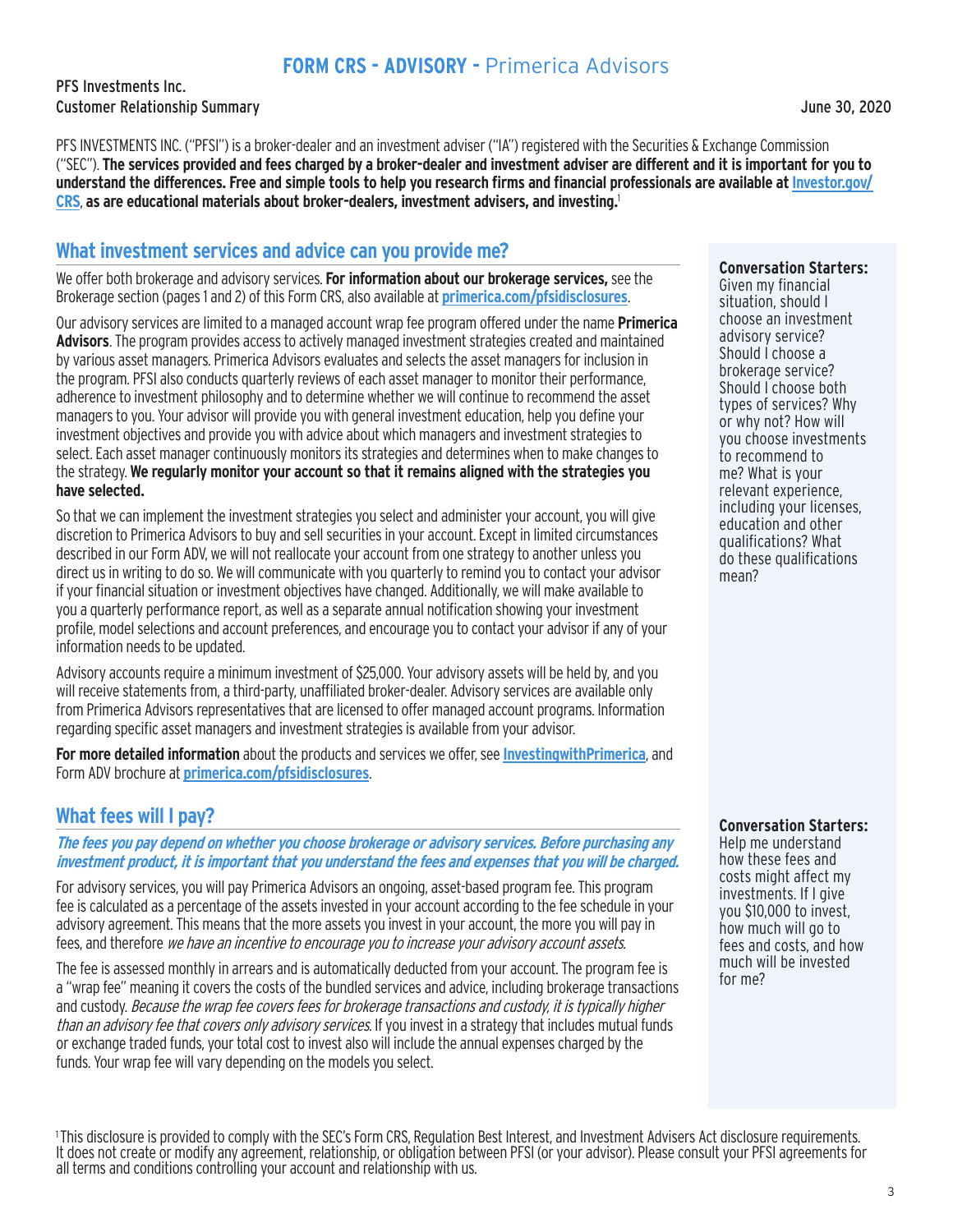# FORM CRS - ADVISORY - Primerica Advisors

PFS Investments Inc.
Customer Relationship Summary

June 30, 2020

PFS INVESTMENTS INC. ("PFSI") is a broker-dealer and an investment adviser ("IA") registered with the Securities & Exchange Commission ("SEC"). **The services provided and fees charged by a broker-dealer and investment adviser are different and it is important for you to understand the differences. Free and simple tools to help you research firms and financial professionals are available at Investor.gov/CRS, as are educational materials about broker-dealers, investment advisers, and investing.**[1]

## What investment services and advice can you provide me?

We offer both brokerage and advisory services. **For information about our brokerage services,** see the Brokerage section (pages 1 and 2) of this Form CRS, also available at **primerica.com/pfsidisclosures**.

Our advisory services are limited to a managed account wrap fee program offered under the name **Primerica Advisors**. The program provides access to actively managed investment strategies created and maintained by various asset managers. Primerica Advisors evaluates and selects the asset managers for inclusion in the program. PFSI also conducts quarterly reviews of each asset manager to monitor their performance, adherence to investment philosophy and to determine whether we will continue to recommend the asset managers to you. Your advisor will provide you with general investment education, help you define your investment objectives and provide you with advice about which managers and investment strategies to select. Each asset manager continuously monitors its strategies and determines when to make changes to the strategy. **We regularly monitor your account so that it remains aligned with the strategies you have selected.**

So that we can implement the investment strategies you select and administer your account, you will give discretion to Primerica Advisors to buy and sell securities in your account. Except in limited circumstances described in our Form ADV, we will not reallocate your account from one strategy to another unless you direct us in writing to do so. We will communicate with you quarterly to remind you to contact your advisor if your financial situation or investment objectives have changed. Additionally, we will make available to you a quarterly performance report, as well as a separate annual notification showing your investment profile, model selections and account preferences, and encourage you to contact your advisor if any of your information needs to be updated.

Advisory accounts require a minimum investment of $25,000. Your advisory assets will be held by, and you will receive statements from, a third-party, unaffiliated broker-dealer. Advisory services are available only from Primerica Advisors representatives that are licensed to offer managed account programs. Information regarding specific asset managers and investment strategies is available from your advisor.

**For more detailed information** about the products and services we offer, see **InvestingwithPrimerica**, and Form ADV brochure at **primerica.com/pfsidisclosures**.

> **Conversation Starters:**
> Given my financial situation, should I choose an investment advisory service? Should I choose a brokerage service? Should I choose both types of services? Why or why not? How will you choose investments to recommend to me? What is your relevant experience, including your licenses, education and other qualifications? What do these qualifications mean?

## What fees will I pay?

***The fees you pay depend on whether you choose brokerage or advisory services. Before purchasing any investment product, it is important that you understand the fees and expenses that you will be charged.***

For advisory services, you will pay Primerica Advisors an ongoing, asset-based program fee. This program fee is calculated as a percentage of the assets invested in your account according to the fee schedule in your advisory agreement. This means that the more assets you invest in your account, the more you will pay in fees, and therefore *we have an incentive to encourage you to increase your advisory account assets.*

The fee is assessed monthly in arrears and is automatically deducted from your account. The program fee is a "wrap fee" meaning it covers the costs of the bundled services and advice, including brokerage transactions and custody. *Because the wrap fee covers fees for brokerage transactions and custody, it is typically higher than an advisory fee that covers only advisory services.* If you invest in a strategy that includes mutual funds or exchange traded funds, your total cost to invest also will include the annual expenses charged by the funds. Your wrap fee will vary depending on the models you select.

> **Conversation Starters:**
> Help me understand how these fees and costs might affect my investments. If I give you $10,000 to invest, how much will go to fees and costs, and how much will be invested for me?

[1] This disclosure is provided to comply with the SEC's Form CRS, Regulation Best Interest, and Investment Advisers Act disclosure requirements. It does not create or modify any agreement, relationship, or obligation between PFSI (or your advisor). Please consult your PFSI agreements for all terms and conditions controlling your account and relationship with us.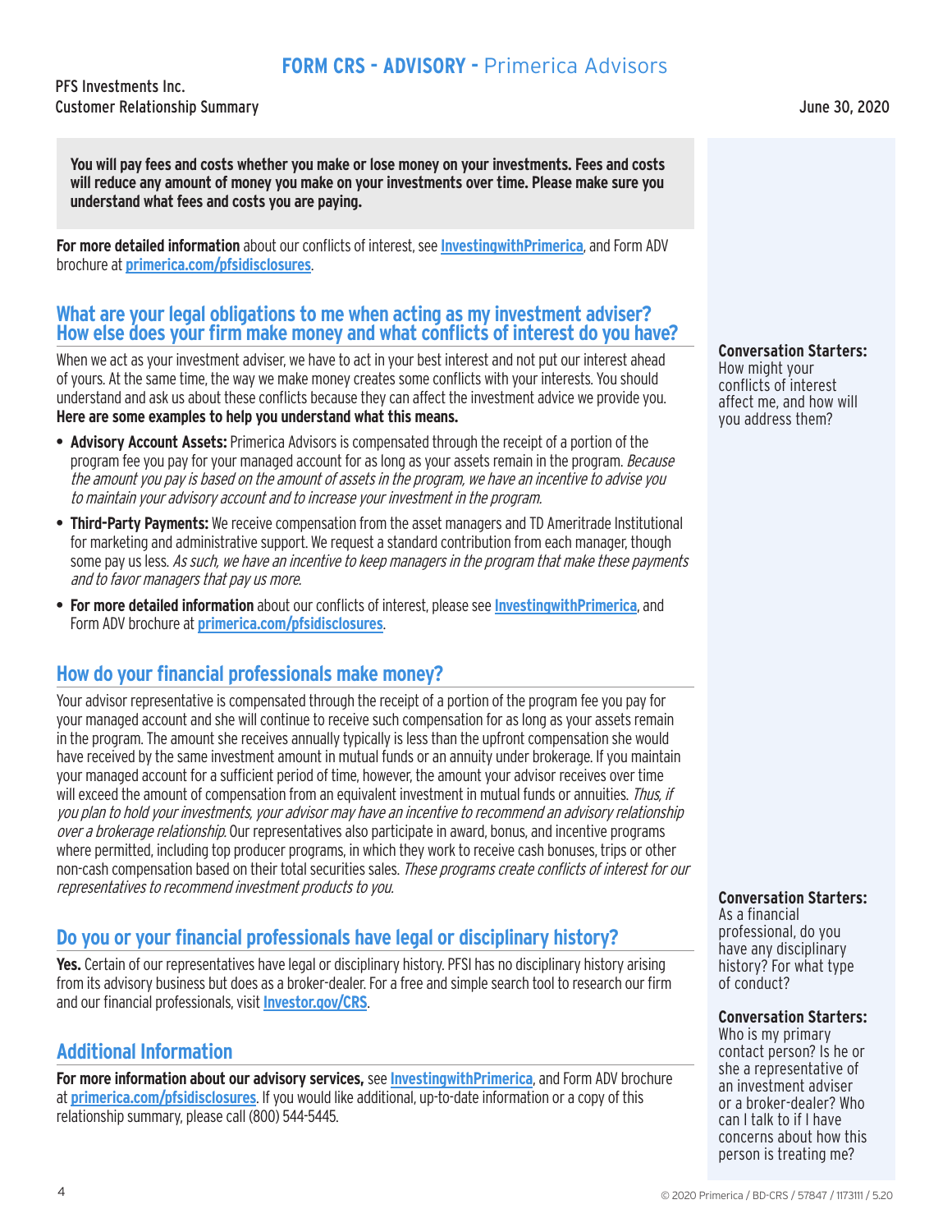# FORM CRS - ADVISORY - Primerica Advisors

PFS Investments Inc.
Customer Relationship Summary

June 30, 2020

**You will pay fees and costs whether you make or lose money on your investments. Fees and costs will reduce any amount of money you make on your investments over time. Please make sure you understand what fees and costs you are paying.**

**For more detailed information** about our conflicts of interest, see **InvestingwithPrimerica**, and Form ADV brochure at **primerica.com/pfsidisclosures**.

## What are your legal obligations to me when acting as my investment adviser? How else does your firm make money and what conflicts of interest do you have?

When we act as your investment adviser, we have to act in your best interest and not put our interest ahead of yours. At the same time, the way we make money creates some conflicts with your interests. You should understand and ask us about these conflicts because they can affect the investment advice we provide you. **Here are some examples to help you understand what this means.**

- **Advisory Account Assets:** Primerica Advisors is compensated through the receipt of a portion of the program fee you pay for your managed account for as long as your assets remain in the program. *Because the amount you pay is based on the amount of assets in the program, we have an incentive to advise you to maintain your advisory account and to increase your investment in the program.*
- **Third-Party Payments:** We receive compensation from the asset managers and TD Ameritrade Institutional for marketing and administrative support. We request a standard contribution from each manager, though some pay us less. *As such, we have an incentive to keep managers in the program that make these payments and to favor managers that pay us more.*
- **For more detailed information** about our conflicts of interest, please see **InvestingwithPrimerica**, and Form ADV brochure at **primerica.com/pfsidisclosures**.

**Conversation Starters:**
How might your conflicts of interest affect me, and how will you address them?

## How do your financial professionals make money?

Your advisor representative is compensated through the receipt of a portion of the program fee you pay for your managed account and she will continue to receive such compensation for as long as your assets remain in the program. The amount she receives annually typically is less than the upfront compensation she would have received by the same investment amount in mutual funds or an annuity under brokerage. If you maintain your managed account for a sufficient period of time, however, the amount your advisor receives over time will exceed the amount of compensation from an equivalent investment in mutual funds or annuities. *Thus, if you plan to hold your investments, your advisor may have an incentive to recommend an advisory relationship over a brokerage relationship.* Our representatives also participate in award, bonus, and incentive programs where permitted, including top producer programs, in which they work to receive cash bonuses, trips or other non-cash compensation based on their total securities sales. *These programs create conflicts of interest for our representatives to recommend investment products to you.*

## Do you or your financial professionals have legal or disciplinary history?

**Yes.** Certain of our representatives have legal or disciplinary history. PFSI has no disciplinary history arising from its advisory business but does as a broker-dealer. For a free and simple search tool to research our firm and our financial professionals, visit **Investor.gov/CRS**.

**Conversation Starters:**
As a financial professional, do you have any disciplinary history? For what type of conduct?

## Additional Information

**For more information about our advisory services,** see **InvestingwithPrimerica**, and Form ADV brochure at **primerica.com/pfsidisclosures**. If you would like additional, up-to-date information or a copy of this relationship summary, please call (800) 544-5445.

**Conversation Starters:**
Who is my primary contact person? Is he or she a representative of an investment adviser or a broker-dealer? Who can I talk to if I have concerns about how this person is treating me?

© 2020 Primerica / BD-CRS / 57847 / 1173111 / 5.20